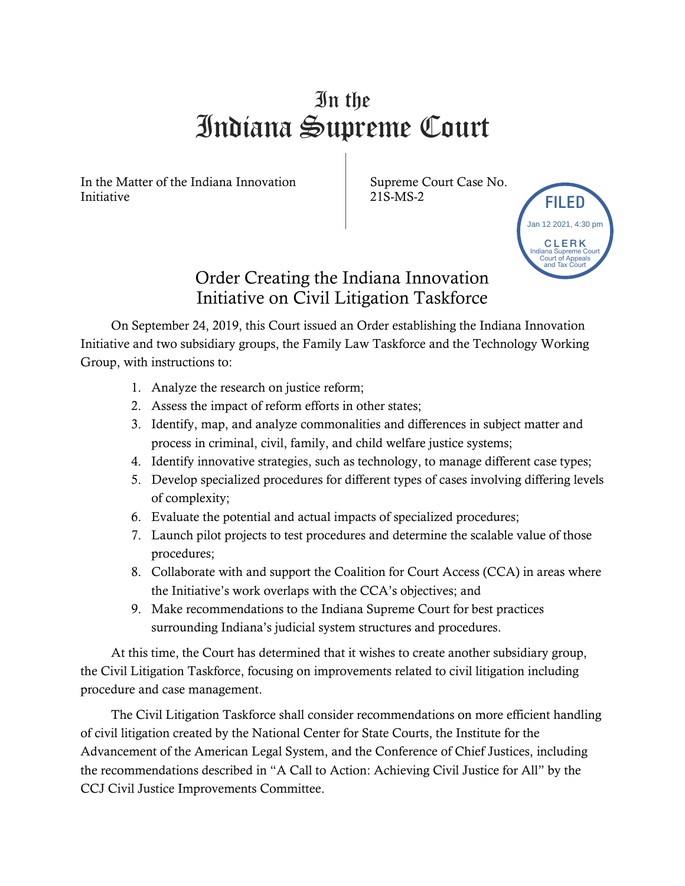# In the Indiana Supreme Court

In the Matter of the Indiana Innovation Initiative

Supreme Court Case No. 21S-MS-2

FILED
Jan 12 2021, 4:30 pm
CLERK
Indiana Supreme Court
Court of Appeals
and Tax Court

## Order Creating the Indiana Innovation Initiative on Civil Litigation Taskforce

On September 24, 2019, this Court issued an Order establishing the Indiana Innovation Initiative and two subsidiary groups, the Family Law Taskforce and the Technology Working Group, with instructions to:

1. Analyze the research on justice reform;
2. Assess the impact of reform efforts in other states;
3. Identify, map, and analyze commonalities and differences in subject matter and process in criminal, civil, family, and child welfare justice systems;
4. Identify innovative strategies, such as technology, to manage different case types;
5. Develop specialized procedures for different types of cases involving differing levels of complexity;
6. Evaluate the potential and actual impacts of specialized procedures;
7. Launch pilot projects to test procedures and determine the scalable value of those procedures;
8. Collaborate with and support the Coalition for Court Access (CCA) in areas where the Initiative's work overlaps with the CCA's objectives; and
9. Make recommendations to the Indiana Supreme Court for best practices surrounding Indiana's judicial system structures and procedures.

At this time, the Court has determined that it wishes to create another subsidiary group, the Civil Litigation Taskforce, focusing on improvements related to civil litigation including procedure and case management.

The Civil Litigation Taskforce shall consider recommendations on more efficient handling of civil litigation created by the National Center for State Courts, the Institute for the Advancement of the American Legal System, and the Conference of Chief Justices, including the recommendations described in "A Call to Action: Achieving Civil Justice for All" by the CCJ Civil Justice Improvements Committee.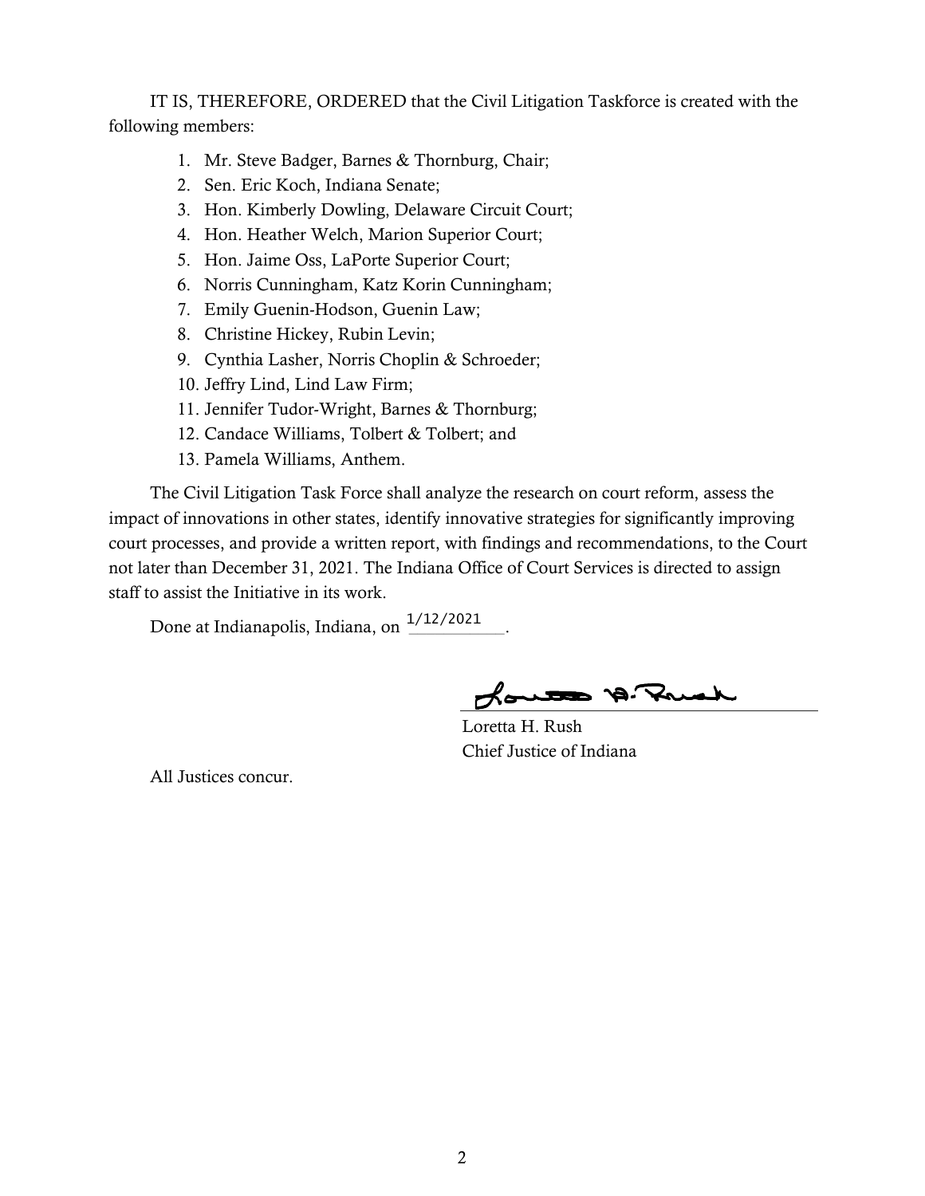IT IS, THEREFORE, ORDERED that the Civil Litigation Taskforce is created with the following members:

1. Mr. Steve Badger, Barnes & Thornburg, Chair;
2. Sen. Eric Koch, Indiana Senate;
3. Hon. Kimberly Dowling, Delaware Circuit Court;
4. Hon. Heather Welch, Marion Superior Court;
5. Hon. Jaime Oss, LaPorte Superior Court;
6. Norris Cunningham, Katz Korin Cunningham;
7. Emily Guenin-Hodson, Guenin Law;
8. Christine Hickey, Rubin Levin;
9. Cynthia Lasher, Norris Choplin & Schroeder;
10. Jeffry Lind, Lind Law Firm;
11. Jennifer Tudor-Wright, Barnes & Thornburg;
12. Candace Williams, Tolbert & Tolbert; and
13. Pamela Williams, Anthem.

The Civil Litigation Task Force shall analyze the research on court reform, assess the impact of innovations in other states, identify innovative strategies for significantly improving court processes, and provide a written report, with findings and recommendations, to the Court not later than December 31, 2021. The Indiana Office of Court Services is directed to assign staff to assist the Initiative in its work.

Done at Indianapolis, Indiana, on 1/12/2021.

Loretta H. Rush
Chief Justice of Indiana

All Justices concur.